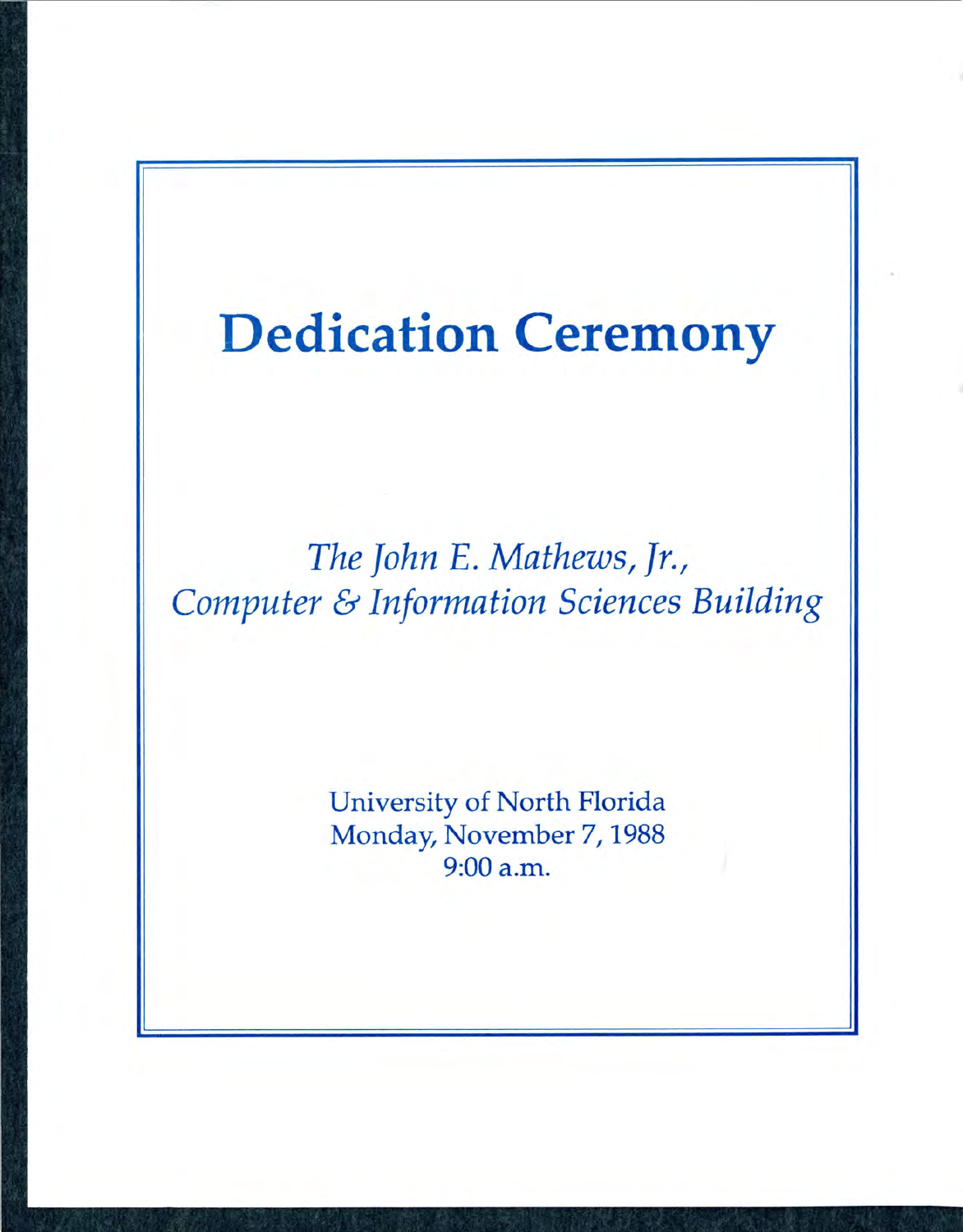# Dedication Ceremony

*The John E. Mathews, Jr., Computer & Information Sciences Building*

University of North Florida
Monday, November 7, 1988
9:00 a.m.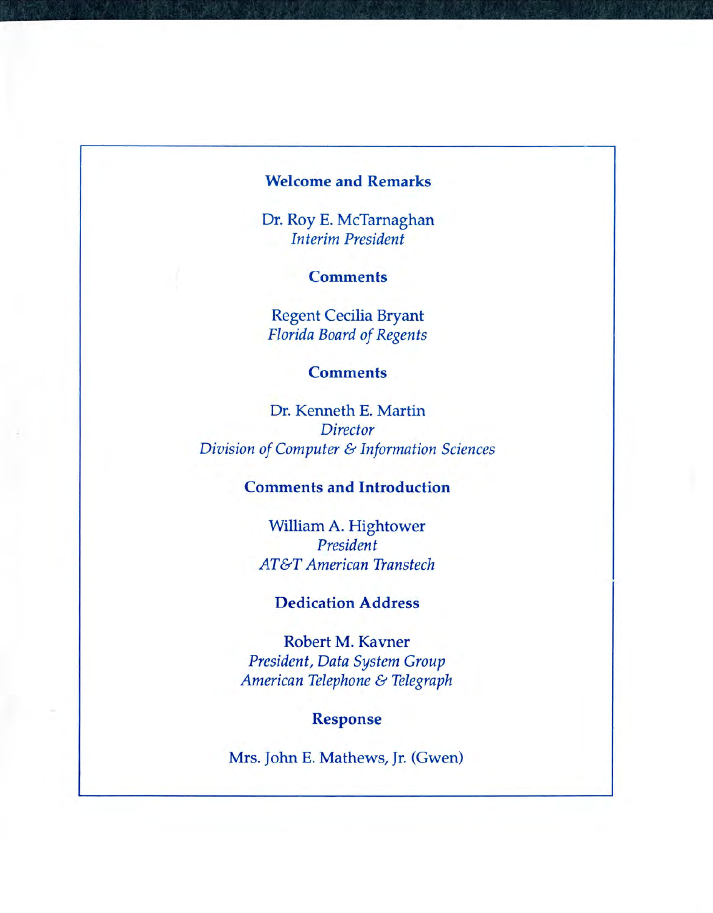**Welcome and Remarks**

Dr. Roy E. McTarnaghan
*Interim President*

**Comments**

Regent Cecilia Bryant
*Florida Board of Regents*

**Comments**

Dr. Kenneth E. Martin
*Director*
*Division of Computer & Information Sciences*

**Comments and Introduction**

William A. Hightower
*President*
*AT&T American Transtech*

**Dedication Address**

Robert M. Kavner
*President, Data System Group*
*American Telephone & Telegraph*

**Response**

Mrs. John E. Mathews, Jr. (Gwen)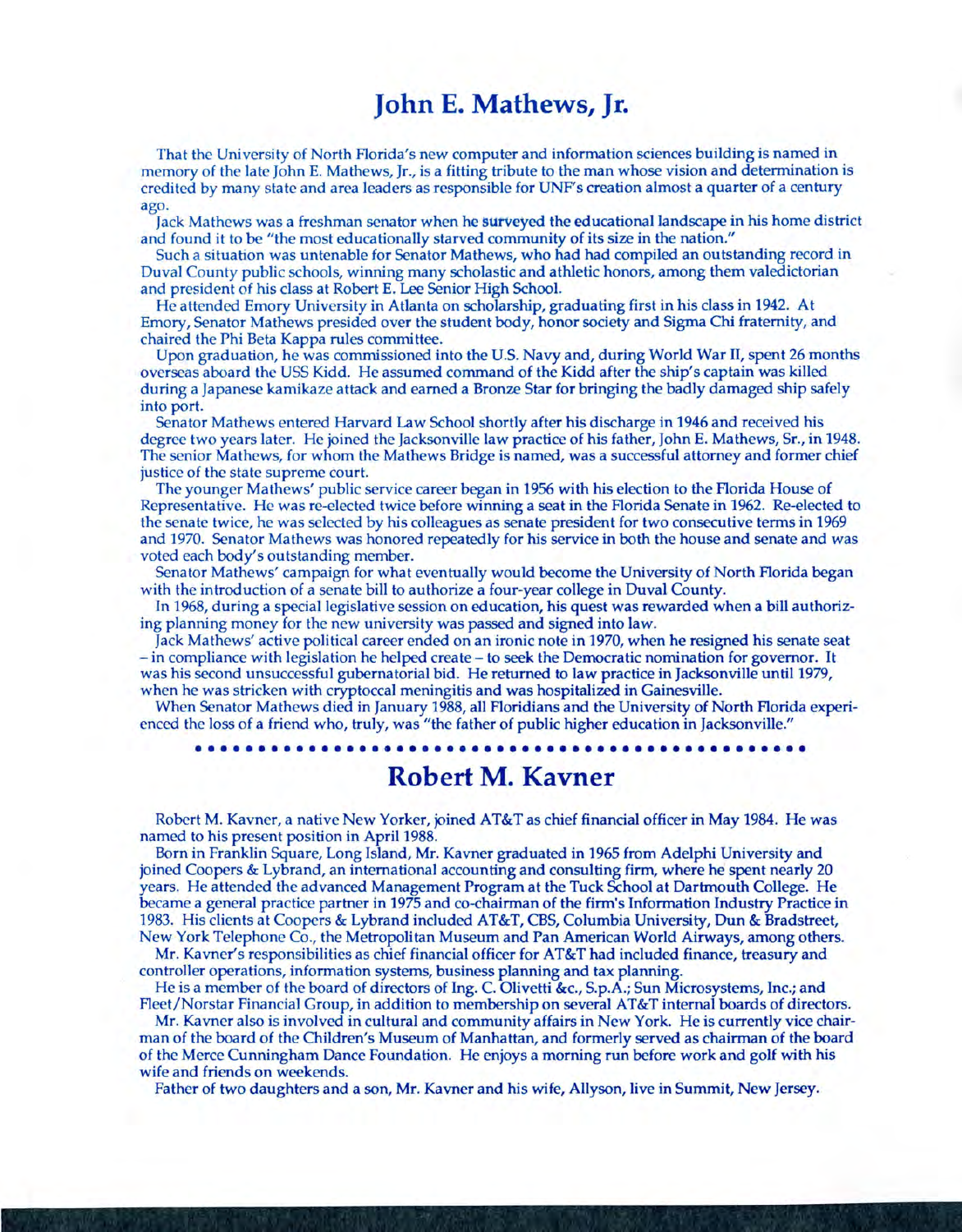# John E. Mathews, Jr.

That the University of North Florida's new computer and information sciences building is named in memory of the late John E. Mathews, Jr., is a fitting tribute to the man whose vision and determination is credited by many state and area leaders as responsible for UNF's creation almost a quarter of a century ago.

Jack Mathews was a freshman senator when he surveyed the educational landscape in his home district and found it to be "the most educationally starved community of its size in the nation."

Such a situation was untenable for Senator Mathews, who had had compiled an outstanding record in Duval County public schools, winning many scholastic and athletic honors, among them valedictorian and president of his class at Robert E. Lee Senior High School.

He attended Emory University in Atlanta on scholarship, graduating first in his class in 1942. At Emory, Senator Mathews presided over the student body, honor society and Sigma Chi fraternity, and chaired the Phi Beta Kappa rules committee.

Upon graduation, he was commissioned into the U.S. Navy and, during World War II, spent 26 months overseas aboard the USS Kidd. He assumed command of the Kidd after the ship's captain was killed during a Japanese kamikaze attack and earned a Bronze Star for bringing the badly damaged ship safely into port.

Senator Mathews entered Harvard Law School shortly after his discharge in 1946 and received his degree two years later. He joined the Jacksonville law practice of his father, John E. Mathews, Sr., in 1948. The senior Mathews, for whom the Mathews Bridge is named, was a successful attorney and former chief justice of the state supreme court.

The younger Mathews' public service career began in 1956 with his election to the Florida House of Representative. He was re-elected twice before winning a seat in the Florida Senate in 1962. Re-elected to the senate twice, he was selected by his colleagues as senate president for two consecutive terms in 1969 and 1970. Senator Mathews was honored repeatedly for his service in both the house and senate and was voted each body's outstanding member.

Senator Mathews' campaign for what eventually would become the University of North Florida began with the introduction of a senate bill to authorize a four-year college in Duval County.

In 1968, during a special legislative session on education, his quest was rewarded when a bill authorizing planning money for the new university was passed and signed into law.

Jack Mathews' active political career ended on an ironic note in 1970, when he resigned his senate seat – in compliance with legislation he helped create – to seek the Democratic nomination for governor. It was his second unsuccessful gubernatorial bid. He returned to law practice in Jacksonville until 1979, when he was stricken with cryptoccal meningitis and was hospitalized in Gainesville.

When Senator Mathews died in January 1988, all Floridians and the University of North Florida experienced the loss of a friend who, truly, was "the father of public higher education in Jacksonville."

# Robert M. Kavner

Robert M. Kavner, a native New Yorker, joined AT&T as chief financial officer in May 1984. He was named to his present position in April 1988.

Born in Franklin Square, Long Island, Mr. Kavner graduated in 1965 from Adelphi University and joined Coopers & Lybrand, an international accounting and consulting firm, where he spent nearly 20 years. He attended the advanced Management Program at the Tuck School at Dartmouth College. He became a general practice partner in 1975 and co-chairman of the firm's Information Industry Practice in 1983. His clients at Coopers & Lybrand included AT&T, CBS, Columbia University, Dun & Bradstreet, New York Telephone Co., the Metropolitan Museum and Pan American World Airways, among others.

Mr. Kavner's responsibilities as chief financial officer for AT&T had included finance, treasury and controller operations, information systems, business planning and tax planning.

He is a member of the board of directors of Ing. C. Olivetti &c., S.p.A.; Sun Microsystems, Inc.; and Fleet/Norstar Financial Group, in addition to membership on several AT&T internal boards of directors.

Mr. Kavner also is involved in cultural and community affairs in New York. He is currently vice chairman of the board of the Children's Museum of Manhattan, and formerly served as chairman of the board of the Merce Cunningham Dance Foundation. He enjoys a morning run before work and golf with his wife and friends on weekends.

Father of two daughters and a son, Mr. Kavner and his wife, Allyson, live in Summit, New Jersey.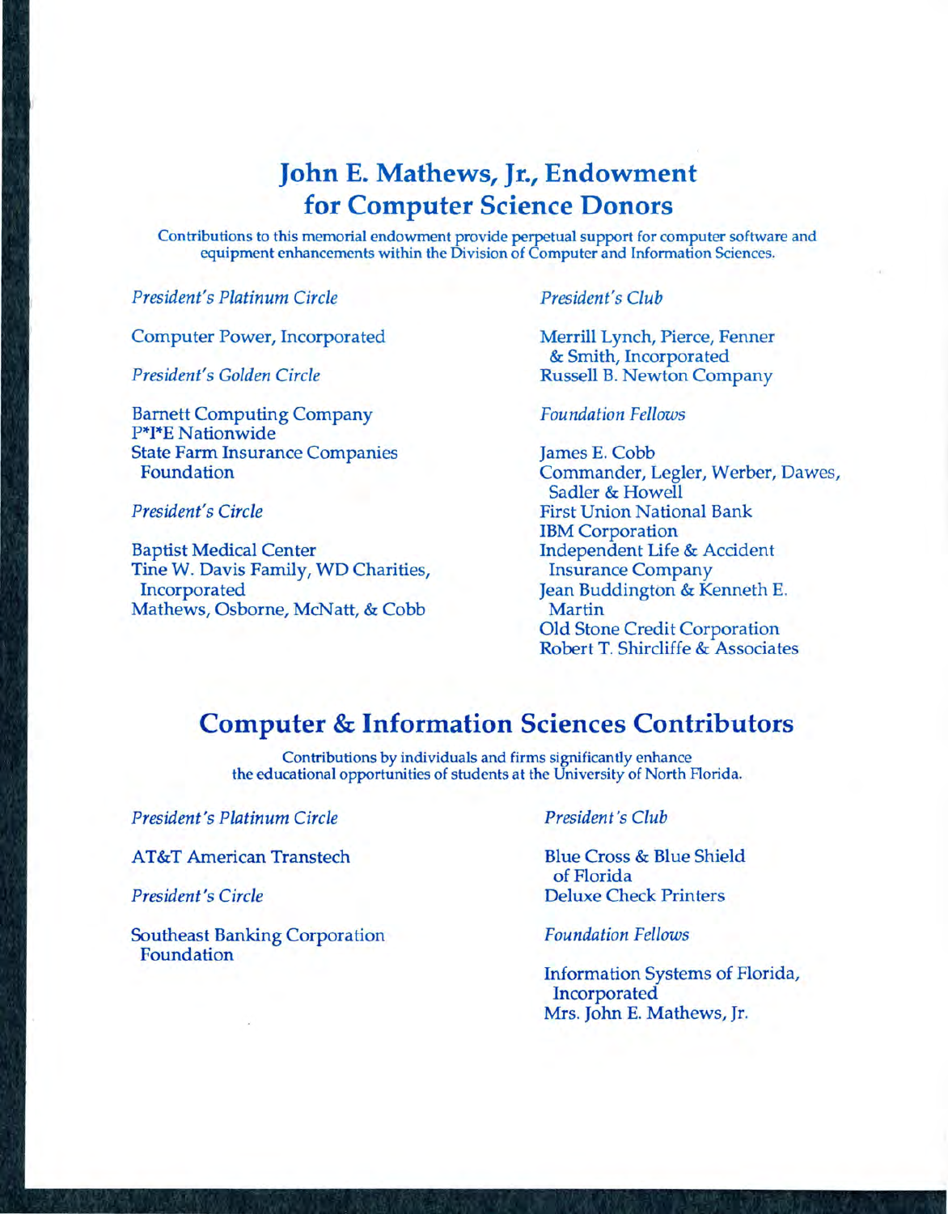## John E. Mathews, Jr., Endowment for Computer Science Donors

Contributions to this memorial endowment provide perpetual support for computer software and equipment enhancements within the Division of Computer and Information Sciences.

*President's Platinum Circle*

Computer Power, Incorporated

*President's Golden Circle*

Barnett Computing Company
P*I*E Nationwide
State Farm Insurance Companies Foundation

*President's Circle*

Baptist Medical Center
Tine W. Davis Family, WD Charities, Incorporated
Mathews, Osborne, McNatt, & Cobb

*President's Club*

Merrill Lynch, Pierce, Fenner & Smith, Incorporated
Russell B. Newton Company

*Foundation Fellows*

James E. Cobb
Commander, Legler, Werber, Dawes, Sadler & Howell
First Union National Bank
IBM Corporation
Independent Life & Accident Insurance Company
Jean Buddington & Kenneth E. Martin
Old Stone Credit Corporation
Robert T. Shircliffe & Associates

## Computer & Information Sciences Contributors

Contributions by individuals and firms significantly enhance the educational opportunities of students at the University of North Florida.

*President's Platinum Circle*

AT&T American Transtech

*President's Circle*

Southeast Banking Corporation Foundation

*President's Club*

Blue Cross & Blue Shield of Florida
Deluxe Check Printers

*Foundation Fellows*

Information Systems of Florida, Incorporated
Mrs. John E. Mathews, Jr.